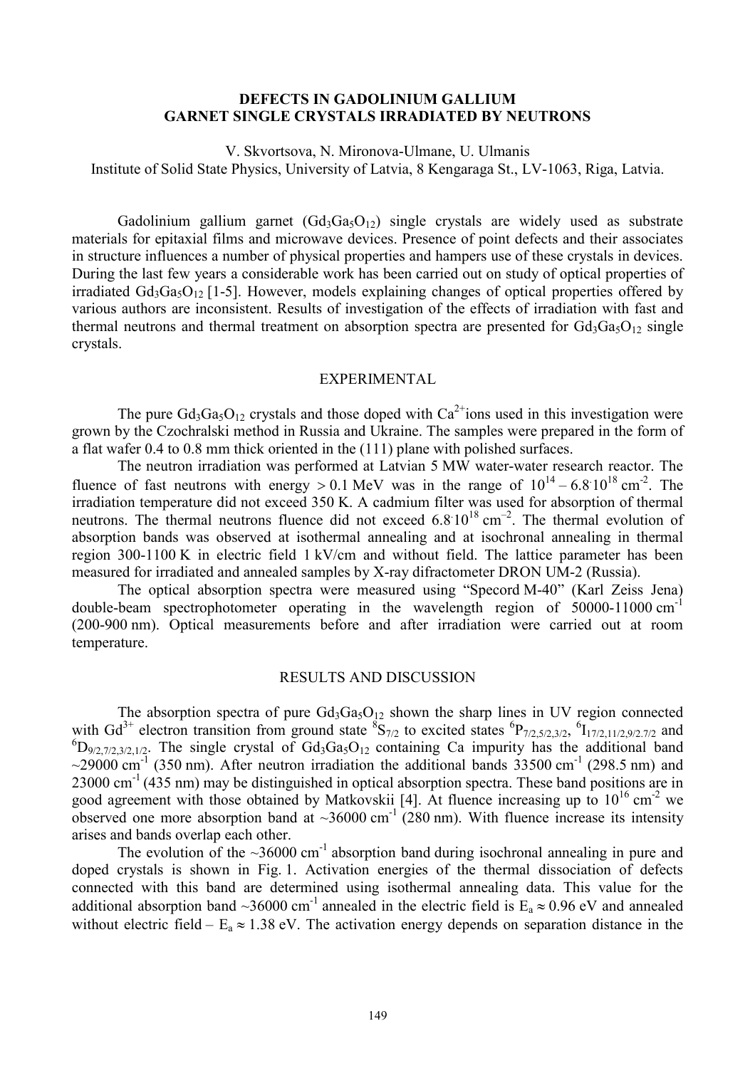# DEFECTS IN GADOLINIUM GALLIUM GARNET SINGLE CRYSTALS IRRADIATED BY NEUTRONS

V. Skvortsova, N. Mironova-Ulmane, U. Ulmanis

Institute of Solid State Physics, University of Latvia, 8 Kengaraga St., LV-1063, Riga, Latvia.

Gadolinium gallium garnet ($Gd_3Ga_5O_{12}$) single crystals are widely used as substrate materials for epitaxial films and microwave devices. Presence of point defects and their associates in structure influences a number of physical properties and hampers use of these crystals in devices. During the last few years a considerable work has been carried out on study of optical properties of irradiated $Gd_3Ga_5O_{12}$ [1-5]. However, models explaining changes of optical properties offered by various authors are inconsistent. Results of investigation of the effects of irradiation with fast and thermal neutrons and thermal treatment on absorption spectra are presented for $Gd_3Ga_5O_{12}$ single crystals.

## EXPERIMENTAL

The pure $Gd_3Ga_5O_{12}$ crystals and those doped with $Ca^{2+}$ions used in this investigation were grown by the Czochralski method in Russia and Ukraine. The samples were prepared in the form of a flat wafer 0.4 to 0.8 mm thick oriented in the (111) plane with polished surfaces.

The neutron irradiation was performed at Latvian 5 MW water-water research reactor. The fluence of fast neutrons with energy > 0.1 MeV was in the range of $10^{14} – 6.8{\cdot}10^{18}$ cm$^{-2}$. The irradiation temperature did not exceed 350 K. A cadmium filter was used for absorption of thermal neutrons. The thermal neutrons fluence did not exceed $6.8{\cdot}10^{18}$ cm$^{-2}$. The thermal evolution of absorption bands was observed at isothermal annealing and at isochronal annealing in thermal region 300-1100 K in electric field 1 kV/cm and without field. The lattice parameter has been measured for irradiated and annealed samples by X-ray difractometer DRON UM-2 (Russia).

The optical absorption spectra were measured using "Specord M-40" (Karl Zeiss Jena) double-beam spectrophotometer operating in the wavelength region of 50000-11000 cm$^{-1}$ (200-900 nm). Optical measurements before and after irradiation were carried out at room temperature.

## RESULTS AND DISCUSSION

The absorption spectra of pure $Gd_3Ga_5O_{12}$ shown the sharp lines in UV region connected with $Gd^{3+}$ electron transition from ground state $^8S_{7/2}$ to excited states $^6P_{7/2,5/2,3/2}$, $^6I_{17/2,11/2,9/2.7/2}$ and $^6D_{9/2,7/2,3/2,1/2}$. The single crystal of $Gd_3Ga_5O_{12}$ containing Ca impurity has the additional band ~29000 cm$^{-1}$ (350 nm). After neutron irradiation the additional bands 33500 cm$^{-1}$ (298.5 nm) and 23000 cm$^{-1}$ (435 nm) may be distinguished in optical absorption spectra. These band positions are in good agreement with those obtained by Matkovskii [4]. At fluence increasing up to $10^{16}$ cm$^{-2}$ we observed one more absorption band at ~36000 cm$^{-1}$ (280 nm). With fluence increase its intensity arises and bands overlap each other.

The evolution of the ~36000 cm$^{-1}$ absorption band during isochronal annealing in pure and doped crystals is shown in Fig. 1. Activation energies of the thermal dissociation of defects connected with this band are determined using isothermal annealing data. This value for the additional absorption band ~36000 cm$^{-1}$ annealed in the electric field is $E_a \approx 0.96$ eV and annealed without electric field – $E_a \approx 1.38$ eV. The activation energy depends on separation distance in the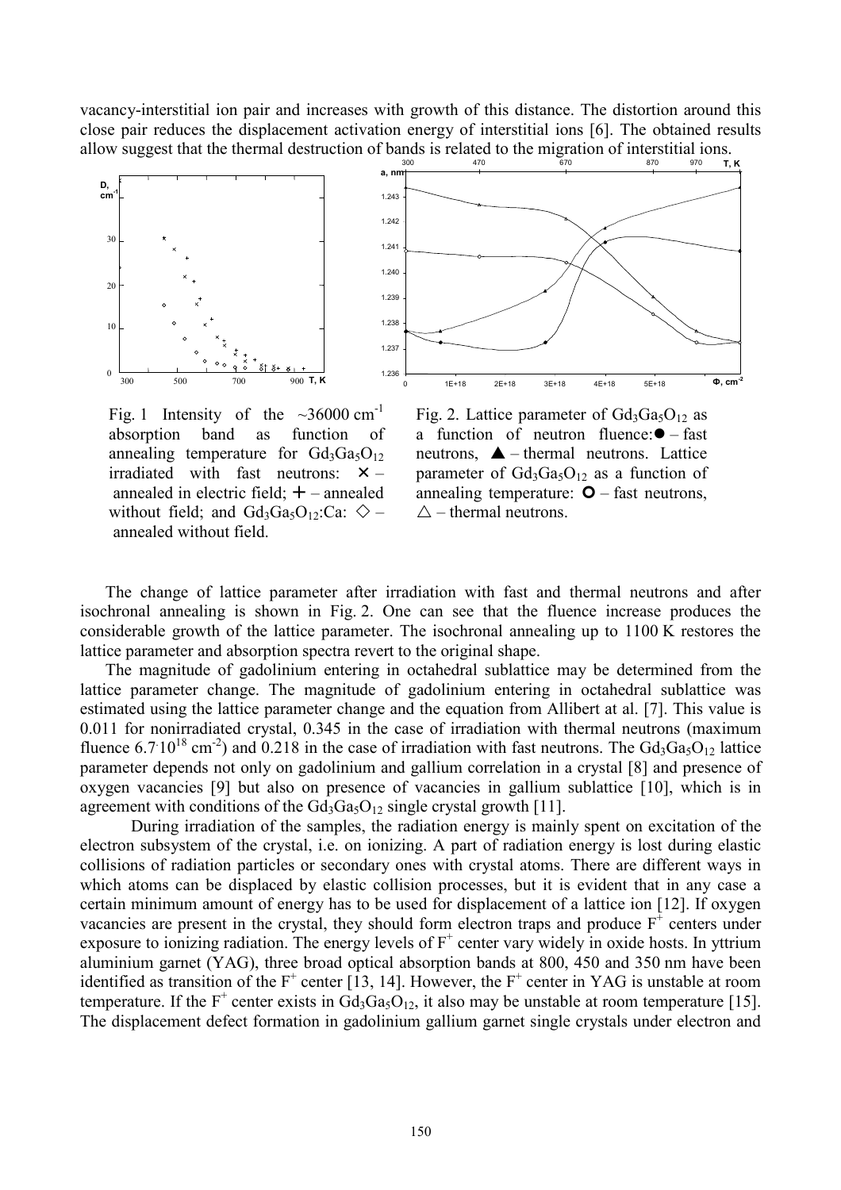vacancy-interstitial ion pair and increases with growth of this distance. The distortion around this close pair reduces the displacement activation energy of interstitial ions [6]. The obtained results allow suggest that the thermal destruction of bands is related to the migration of interstitial ions.

Fig. 1 Intensity of the ~36000 $cm^{-1}$ absorption band as function of annealing temperature for $Gd_3Ga_5O_{12}$ irradiated with fast neutrons: × – annealed in electric field; + – annealed without field; and $Gd_3Ga_5O_{12}$:Ca: ◇ – annealed without field.

Fig. 2. Lattice parameter of $Gd_3Ga_5O_{12}$ as a function of neutron fluence: ● – fast neutrons, ▲ – thermal neutrons. Lattice parameter of $Gd_3Ga_5O_{12}$ as a function of annealing temperature: O – fast neutrons, △ – thermal neutrons.

The change of lattice parameter after irradiation with fast and thermal neutrons and after isochronal annealing is shown in Fig. 2. One can see that the fluence increase produces the considerable growth of the lattice parameter. The isochronal annealing up to 1100 K restores the lattice parameter and absorption spectra revert to the original shape.

The magnitude of gadolinium entering in octahedral sublattice may be determined from the lattice parameter change. The magnitude of gadolinium entering in octahedral sublattice was estimated using the lattice parameter change and the equation from Allibert at al. [7]. This value is 0.011 for nonirradiated crystal, 0.345 in the case of irradiation with thermal neutrons (maximum fluence $6.7 \cdot 10^{18}$ $cm^{-2}$) and 0.218 in the case of irradiation with fast neutrons. The $Gd_3Ga_5O_{12}$ lattice parameter depends not only on gadolinium and gallium correlation in a crystal [8] and presence of oxygen vacancies [9] but also on presence of vacancies in gallium sublattice [10], which is in agreement with conditions of the $Gd_3Ga_5O_{12}$ single crystal growth [11].

During irradiation of the samples, the radiation energy is mainly spent on excitation of the electron subsystem of the crystal, i.e. on ionizing. A part of radiation energy is lost during elastic collisions of radiation particles or secondary ones with crystal atoms. There are different ways in which atoms can be displaced by elastic collision processes, but it is evident that in any case a certain minimum amount of energy has to be used for displacement of a lattice ion [12]. If oxygen vacancies are present in the crystal, they should form electron traps and produce $F^+$ centers under exposure to ionizing radiation. The energy levels of $F^+$ center vary widely in oxide hosts. In yttrium aluminium garnet (YAG), three broad optical absorption bands at 800, 450 and 350 nm have been identified as transition of the $F^+$ center [13, 14]. However, the $F^+$ center in YAG is unstable at room temperature. If the $F^+$ center exists in $Gd_3Ga_5O_{12}$, it also may be unstable at room temperature [15]. The displacement defect formation in gadolinium gallium garnet single crystals under electron and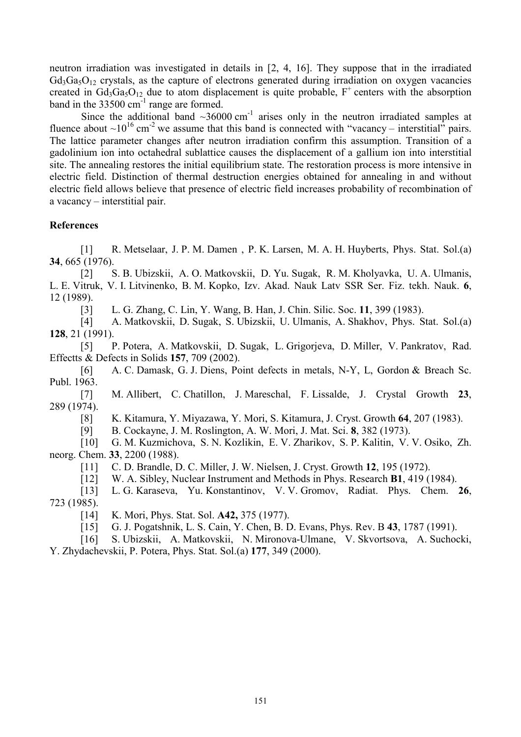neutron irradiation was investigated in details in [2, 4, 16]. They suppose that in the irradiated $Gd_3Ga_5O_{12}$ crystals, as the capture of electrons generated during irradiation on oxygen vacancies created in $Gd_3Ga_5O_{12}$ due to atom displacement is quite probable, $F^+$ centers with the absorption band in the 33500 $cm^{-1}$ range are formed.

Since the additional band ~36000 $cm^{-1}$ arises only in the neutron irradiated samples at fluence about ~$10^{16}$ $cm^{-2}$ we assume that this band is connected with "vacancy – interstitial" pairs. The lattice parameter changes after neutron irradiation confirm this assumption. Transition of a gadolinium ion into octahedral sublattice causes the displacement of a gallium ion into interstitial site. The annealing restores the initial equilibrium state. The restoration process is more intensive in electric field. Distinction of thermal destruction energies obtained for annealing in and without electric field allows believe that presence of electric field increases probability of recombination of a vacancy – interstitial pair.

## References

[1] R. Metselaar, J. P. M. Damen , P. K. Larsen, M. A. H. Huyberts, Phys. Stat. Sol.(a) **34**, 665 (1976).

[2] S. B. Ubizskii, A. O. Matkovskii, D. Yu. Sugak, R. M. Kholyavka, U. A. Ulmanis, L. E. Vitruk, V. I. Litvinenko, B. M. Kopko, Izv. Akad. Nauk Latv SSR Ser. Fiz. tekh. Nauk. **6**, 12 (1989).

[3] L. G. Zhang, C. Lin, Y. Wang, B. Han, J. Chin. Silic. Soc. **11**, 399 (1983).

[4] A. Matkovskii, D. Sugak, S. Ubizskii, U. Ulmanis, A. Shakhov, Phys. Stat. Sol.(a) **128**, 21 (1991).

[5] P. Potera, A. Matkovskii, D. Sugak, L. Grigorjeva, D. Miller, V. Pankratov, Rad. Effectts & Defects in Solids **157**, 709 (2002).

[6] A. C. Damask, G. J. Diens, Point defects in metals, N-Y, L, Gordon & Breach Sc. Publ. 1963.

[7] M. Allibert, C. Chatillon, J. Mareschal, F. Lissalde, J. Crystal Growth **23**, 289 (1974).

[8] K. Kitamura, Y. Miyazawa, Y. Mori, S. Kitamura, J. Cryst. Growth **64**, 207 (1983).

[9] B. Cockayne, J. M. Roslington, A. W. Mori, J. Mat. Sci. **8**, 382 (1973).

[10] G. M. Kuzmichova, S. N. Kozlikin, E. V. Zharikov, S. P. Kalitin, V. V. Osiko, Zh. neorg. Chem. **33**, 2200 (1988).

[11] C. D. Brandle, D. C. Miller, J. W. Nielsen, J. Cryst. Growth **12**, 195 (1972).

[12] W. A. Sibley, Nuclear Instrument and Methods in Phys. Research **B1**, 419 (1984).

[13] L. G. Karaseva, Yu. Konstantinov, V. V. Gromov, Radiat. Phys. Chem. **26**, 723 (1985).

[14] K. Mori, Phys. Stat. Sol. **A42,** 375 (1977).

[15] G. J. Pogatshnik, L. S. Cain, Y. Chen, B. D. Evans, Phys. Rev. B **43**, 1787 (1991).

[16] S. Ubizskii, A. Matkovskii, N. Mironova-Ulmane, V. Skvortsova, A. Suchocki, Y. Zhydachevskii, P. Potera, Phys. Stat. Sol.(a) **177**, 349 (2000).